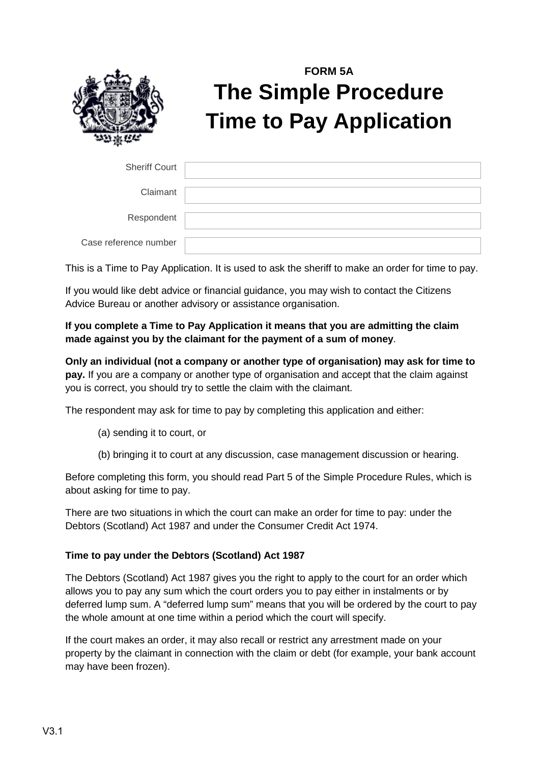**FORM 5A**

# The Simple Procedure Time to Pay Application

| | |
|---|---|
| Sheriff Court | |
| Claimant | |
| Respondent | |
| Case reference number | |

This is a Time to Pay Application. It is used to ask the sheriff to make an order for time to pay.

If you would like debt advice or financial guidance, you may wish to contact the Citizens Advice Bureau or another advisory or assistance organisation.

**If you complete a Time to Pay Application it means that you are admitting the claim made against you by the claimant for the payment of a sum of money**.

**Only an individual (not a company or another type of organisation) may ask for time to pay.** If you are a company or another type of organisation and accept that the claim against you is correct, you should try to settle the claim with the claimant.

The respondent may ask for time to pay by completing this application and either:

(a) sending it to court, or

(b) bringing it to court at any discussion, case management discussion or hearing.

Before completing this form, you should read Part 5 of the Simple Procedure Rules, which is about asking for time to pay.

There are two situations in which the court can make an order for time to pay: under the Debtors (Scotland) Act 1987 and under the Consumer Credit Act 1974.

**Time to pay under the Debtors (Scotland) Act 1987**

The Debtors (Scotland) Act 1987 gives you the right to apply to the court for an order which allows you to pay any sum which the court orders you to pay either in instalments or by deferred lump sum. A "deferred lump sum" means that you will be ordered by the court to pay the whole amount at one time within a period which the court will specify.

If the court makes an order, it may also recall or restrict any arrestment made on your property by the claimant in connection with the claim or debt (for example, your bank account may have been frozen).

V3.1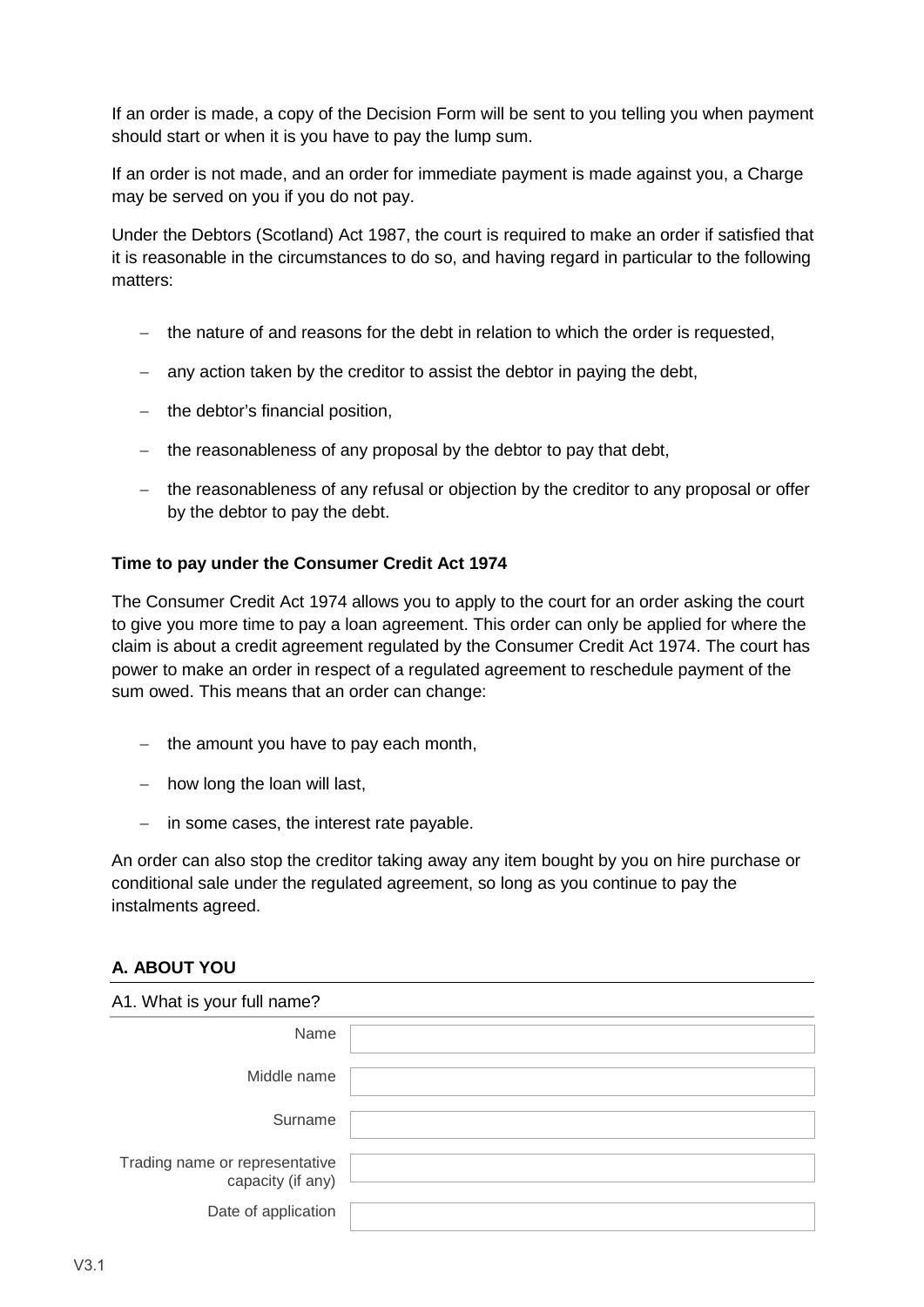If an order is made, a copy of the Decision Form will be sent to you telling you when payment should start or when it is you have to pay the lump sum.

If an order is not made, and an order for immediate payment is made against you, a Charge may be served on you if you do not pay.

Under the Debtors (Scotland) Act 1987, the court is required to make an order if satisfied that it is reasonable in the circumstances to do so, and having regard in particular to the following matters:

- the nature of and reasons for the debt in relation to which the order is requested,
- any action taken by the creditor to assist the debtor in paying the debt,
- the debtor's financial position,
- the reasonableness of any proposal by the debtor to pay that debt,
- the reasonableness of any refusal or objection by the creditor to any proposal or offer by the debtor to pay the debt.

**Time to pay under the Consumer Credit Act 1974**

The Consumer Credit Act 1974 allows you to apply to the court for an order asking the court to give you more time to pay a loan agreement. This order can only be applied for where the claim is about a credit agreement regulated by the Consumer Credit Act 1974. The court has power to make an order in respect of a regulated agreement to reschedule payment of the sum owed. This means that an order can change:

- the amount you have to pay each month,
- how long the loan will last,
- in some cases, the interest rate payable.

An order can also stop the creditor taking away any item bought by you on hire purchase or conditional sale under the regulated agreement, so long as you continue to pay the instalments agreed.

## A. ABOUT YOU

A1. What is your full name?

| | |
|---|---|
| Name | |
| Middle name | |
| Surname | |
| Trading name or representative capacity (if any) | |
| Date of application | |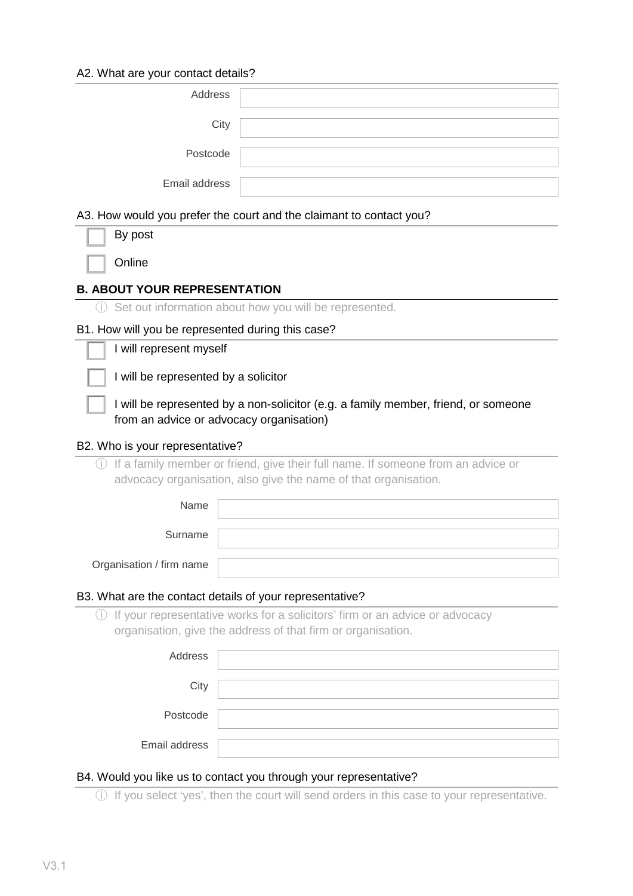A2. What are your contact details?

| | |
|---|---|
| Address | |
| City | |
| Postcode | |
| Email address | |

A3. How would you prefer the court and the claimant to contact you?

- [ ] By post
- [ ] Online

## B. ABOUT YOUR REPRESENTATION

ⓘ Set out information about how you will be represented.

B1. How will you be represented during this case?

- [ ] I will represent myself
- [ ] I will be represented by a solicitor
- [ ] I will be represented by a non-solicitor (e.g. a family member, friend, or someone from an advice or advocacy organisation)

B2. Who is your representative?

ⓘ If a family member or friend, give their full name. If someone from an advice or advocacy organisation, also give the name of that organisation.

| | |
|---|---|
| Name | |
| Surname | |
| Organisation / firm name | |

B3. What are the contact details of your representative?

ⓘ If your representative works for a solicitors' firm or an advice or advocacy organisation, give the address of that firm or organisation.

| | |
|---|---|
| Address | |
| City | |
| Postcode | |
| Email address | |

B4. Would you like us to contact you through your representative?

ⓘ If you select 'yes', then the court will send orders in this case to your representative.

V3.1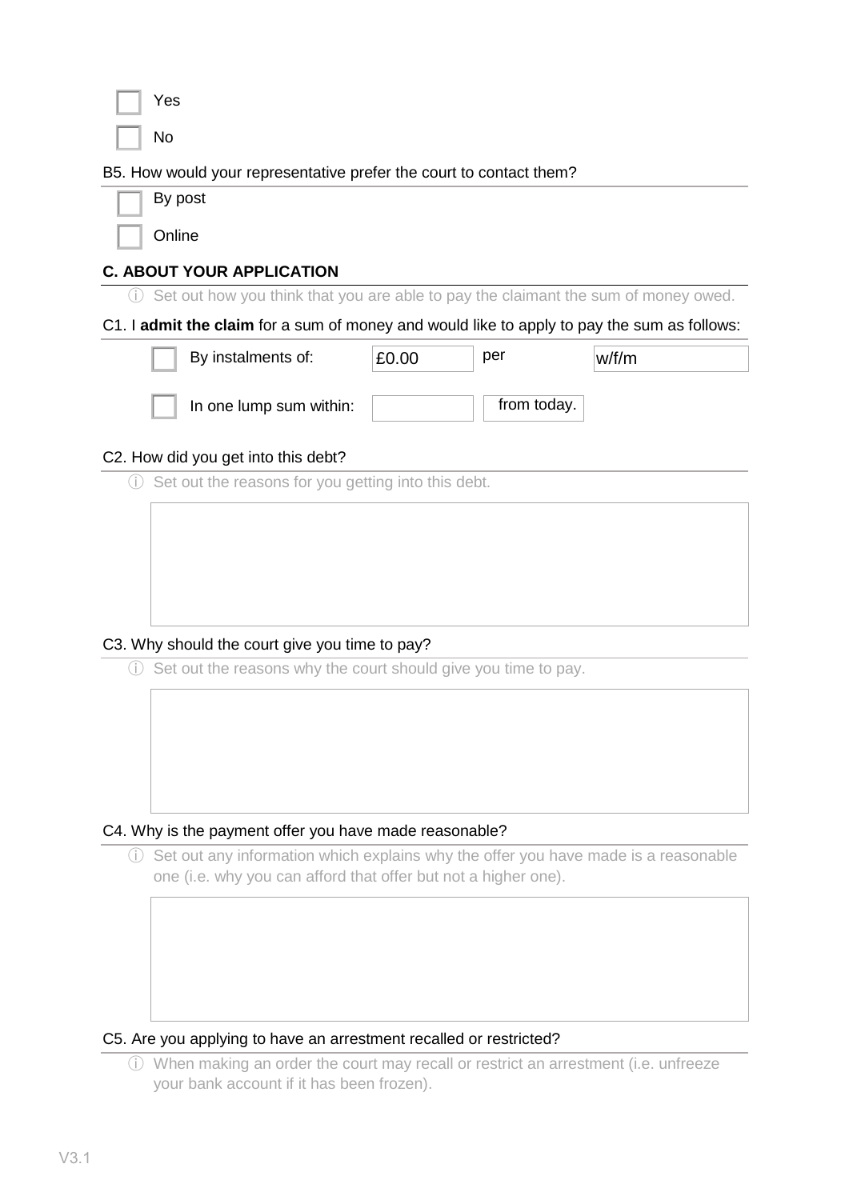☐ Yes

☐ No

B5. How would your representative prefer the court to contact them?

☐ By post

☐ Online

## C. ABOUT YOUR APPLICATION

ⓘ Set out how you think that you are able to pay the claimant the sum of money owed.

C1. I **admit the claim** for a sum of money and would like to apply to pay the sum as follows:

☐ By instalments of: £0.00 per w/f/m

☐ In one lump sum within: ______ from today.

C2. How did you get into this debt?

ⓘ Set out the reasons for you getting into this debt.

C3. Why should the court give you time to pay?

ⓘ Set out the reasons why the court should give you time to pay.

C4. Why is the payment offer you have made reasonable?

ⓘ Set out any information which explains why the offer you have made is a reasonable one (i.e. why you can afford that offer but not a higher one).

C5. Are you applying to have an arrestment recalled or restricted?

ⓘ When making an order the court may recall or restrict an arrestment (i.e. unfreeze your bank account if it has been frozen).

V3.1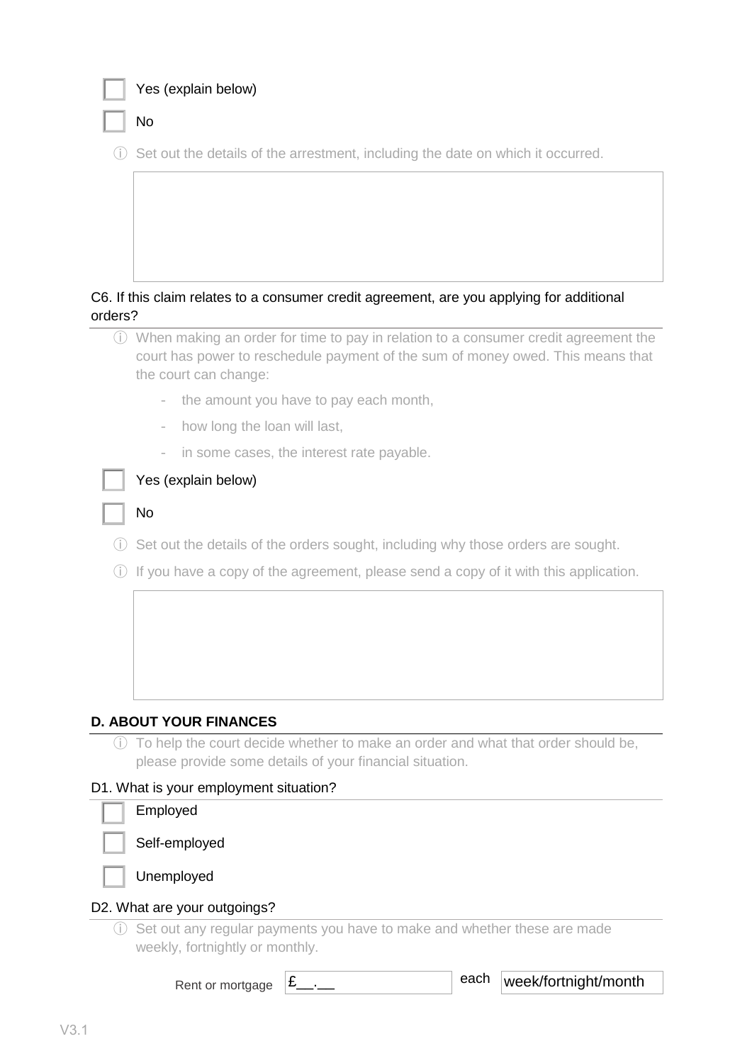- [ ] Yes (explain below)
- [ ] No

ⓘ Set out the details of the arrestment, including the date on which it occurred.

| |
|---|
| |

C6. If this claim relates to a consumer credit agreement, are you applying for additional orders?

ⓘ When making an order for time to pay in relation to a consumer credit agreement the court has power to reschedule payment of the sum of money owed. This means that the court can change:

- the amount you have to pay each month,
- how long the loan will last,
- in some cases, the interest rate payable.

- [ ] Yes (explain below)
- [ ] No

ⓘ Set out the details of the orders sought, including why those orders are sought.

ⓘ If you have a copy of the agreement, please send a copy of it with this application.

| |
|---|
| |

**D. ABOUT YOUR FINANCES**

ⓘ To help the court decide whether to make an order and what that order should be, please provide some details of your financial situation.

D1. What is your employment situation?

- [ ] Employed
- [ ] Self-employed
- [ ] Unemployed

D2. What are your outgoings?

ⓘ Set out any regular payments you have to make and whether these are made weekly, fortnightly or monthly.

| | | | |
|---|---|---|---|
| Rent or mortgage | £__.__ | each | week/fortnight/month |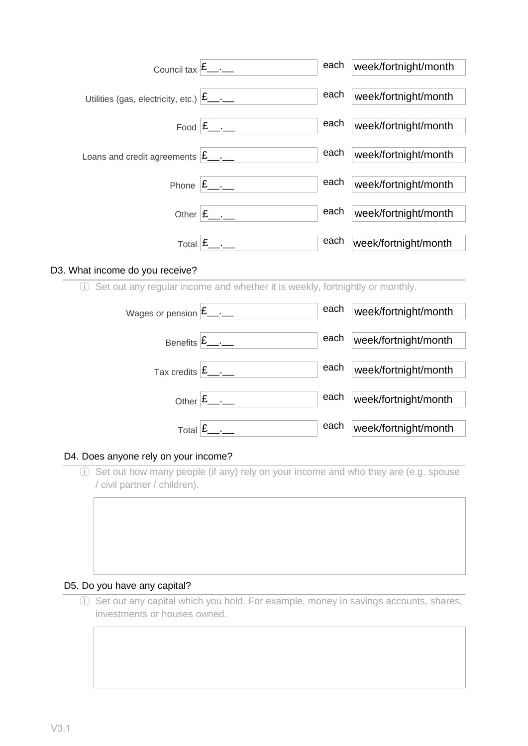| | | | |
|---|---|---|---|
| Council tax | £__.__ | each | week/fortnight/month |
| Utilities (gas, electricity, etc.) | £__.__ | each | week/fortnight/month |
| Food | £__.__ | each | week/fortnight/month |
| Loans and credit agreements | £__.__ | each | week/fortnight/month |
| Phone | £__.__ | each | week/fortnight/month |
| Other | £__.__ | each | week/fortnight/month |
| Total | £__.__ | each | week/fortnight/month |

### D3. What income do you receive?

ⓘ Set out any regular income and whether it is weekly, fortnightly or monthly.

| | | | |
|---|---|---|---|
| Wages or pension | £__.__ | each | week/fortnight/month |
| Benefits | £__.__ | each | week/fortnight/month |
| Tax credits | £__.__ | each | week/fortnight/month |
| Other | £__.__ | each | week/fortnight/month |
| Total | £__.__ | each | week/fortnight/month |

### D4. Does anyone rely on your income?

ⓘ Set out how many people (if any) rely on your income and who they are (e.g. spouse / civil partner / children).

### D5. Do you have any capital?

ⓘ Set out any capital which you hold. For example, money in savings accounts, shares, investments or houses owned.

V3.1